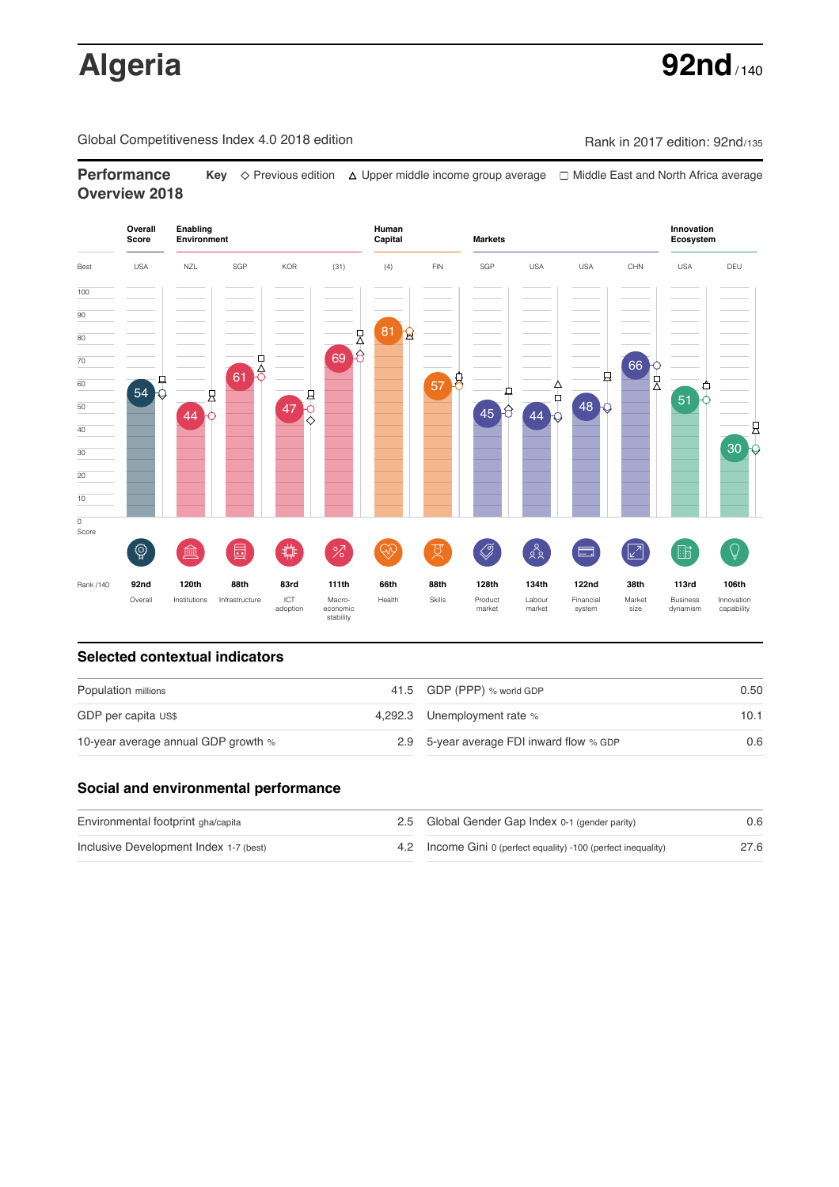# Algeria

**92nd** / 140

Global Competitiveness Index 4.0 2018 edition

Rank in 2017 edition: 92nd/135

## Performance Overview 2018

**Key** ◇ Previous edition △ Upper middle income group average □ Middle East and North Africa average

| | Overall Score | Enabling Environment | | | | Human Capital | | Markets | | | | Innovation Ecosystem | |
|---|---|---|---|---|---|---|---|---|---|---|---|---|---|
| Best | USA | NZL | SGP | KOR | (31) | (4) | FIN | SGP | USA | USA | CHN | USA | DEU |
| Score | 54 | 44 | 61 | 47 | 69 | 81 | 57 | 45 | 44 | 48 | 66 | 51 | 30 |
| Rank /140 | 92nd | 120th | 88th | 83rd | 111th | 66th | 88th | 128th | 134th | 122nd | 38th | 113rd | 106th |
| | Overall | Institutions | Infrastructure | ICT adoption | Macro-economic stability | Health | Skills | Product market | Labour market | Financial system | Market size | Business dynamism | Innovation capability |

## Selected contextual indicators

| | | | |
|---|---|---|---|
| Population millions | 41.5 | GDP (PPP) % world GDP | 0.50 |
| GDP per capita US$ | 4,292.3 | Unemployment rate % | 10.1 |
| 10-year average annual GDP growth % | 2.9 | 5-year average FDI inward flow % GDP | 0.6 |

## Social and environmental performance

| | | | |
|---|---|---|---|
| Environmental footprint gha/capita | 2.5 | Global Gender Gap Index 0-1 (gender parity) | 0.6 |
| Inclusive Development Index 1-7 (best) | 4.2 | Income Gini 0 (perfect equality) -100 (perfect inequality) | 27.6 |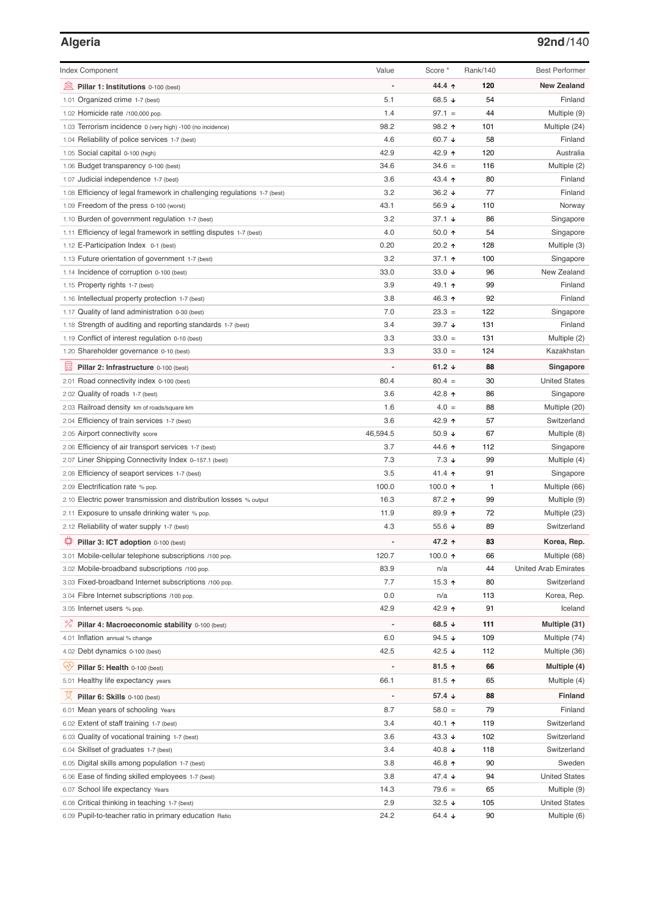## Algeria

**92nd/140**

| Index Component | Value | Score * | Rank/140 | Best Performer |
|---|---|---|---|---|
| **Pillar 1: Institutions** 0-100 (best) | - | **44.4 ↑** | **120** | **New Zealand** |
| 1.01 Organized crime 1-7 (best) | 5.1 | 68.5 ↓ | 54 | Finland |
| 1.02 Homicide rate /100,000 pop. | 1.4 | 97.1 = | 44 | Multiple (9) |
| 1.03 Terrorism incidence 0 (very high) -100 (no incidence) | 98.2 | 98.2 ↑ | 101 | Multiple (24) |
| 1.04 Reliability of police services 1-7 (best) | 4.6 | 60.7 ↓ | 58 | Finland |
| 1.05 Social capital 0-100 (high) | 42.9 | 42.9 ↑ | 120 | Australia |
| 1.06 Budget transparency 0-100 (best) | 34.6 | 34.6 = | 116 | Multiple (2) |
| 1.07 Judicial independence 1-7 (best) | 3.6 | 43.4 ↑ | 80 | Finland |
| 1.08 Efficiency of legal framework in challenging regulations 1-7 (best) | 3.2 | 36.2 ↓ | 77 | Finland |
| 1.09 Freedom of the press 0-100 (worst) | 43.1 | 56.9 ↓ | 110 | Norway |
| 1.10 Burden of government regulation 1-7 (best) | 3.2 | 37.1 ↓ | 86 | Singapore |
| 1.11 Efficiency of legal framework in settling disputes 1-7 (best) | 4.0 | 50.0 ↑ | 54 | Singapore |
| 1.12 E-Participation Index 0-1 (best) | 0.20 | 20.2 ↑ | 128 | Multiple (3) |
| 1.13 Future orientation of government 1-7 (best) | 3.2 | 37.1 ↑ | 100 | Singapore |
| 1.14 Incidence of corruption 0-100 (best) | 33.0 | 33.0 ↓ | 96 | New Zealand |
| 1.15 Property rights 1-7 (best) | 3.9 | 49.1 ↑ | 99 | Finland |
| 1.16 Intellectual property protection 1-7 (best) | 3.8 | 46.3 ↑ | 92 | Finland |
| 1.17 Quality of land administration 0-30 (best) | 7.0 | 23.3 = | 122 | Singapore |
| 1.18 Strength of auditing and reporting standards 1-7 (best) | 3.4 | 39.7 ↓ | 131 | Finland |
| 1.19 Conflict of interest regulation 0-10 (best) | 3.3 | 33.0 = | 131 | Multiple (2) |
| 1.20 Shareholder governance 0-10 (best) | 3.3 | 33.0 = | 124 | Kazakhstan |
| **Pillar 2: Infrastructure** 0-100 (best) | - | **61.2 ↓** | **88** | **Singapore** |
| 2.01 Road connectivity index 0-100 (best) | 80.4 | 80.4 = | 30 | United States |
| 2.02 Quality of roads 1-7 (best) | 3.6 | 42.8 ↑ | 86 | Singapore |
| 2.03 Railroad density km of roads/square km | 1.6 | 4.0 = | 88 | Multiple (20) |
| 2.04 Efficiency of train services 1-7 (best) | 3.6 | 42.9 ↑ | 57 | Switzerland |
| 2.05 Airport connectivity score | 46,594.5 | 50.9 ↓ | 67 | Multiple (8) |
| 2.06 Efficiency of air transport services 1-7 (best) | 3.7 | 44.6 ↑ | 112 | Singapore |
| 2.07 Liner Shipping Connectivity Index 0–157.1 (best) | 7.3 | 7.3 ↓ | 99 | Multiple (4) |
| 2.08 Efficiency of seaport services 1-7 (best) | 3.5 | 41.4 ↑ | 91 | Singapore |
| 2.09 Electrification rate % pop. | 100.0 | 100.0 ↑ | 1 | Multiple (66) |
| 2.10 Electric power transmission and distribution losses % output | 16.3 | 87.2 ↑ | 99 | Multiple (9) |
| 2.11 Exposure to unsafe drinking water % pop. | 11.9 | 89.9 ↑ | 72 | Multiple (23) |
| 2.12 Reliability of water supply 1-7 (best) | 4.3 | 55.6 ↓ | 89 | Switzerland |
| **Pillar 3: ICT adoption** 0-100 (best) | - | **47.2 ↑** | **83** | **Korea, Rep.** |
| 3.01 Mobile-cellular telephone subscriptions /100 pop. | 120.7 | 100.0 ↑ | 66 | Multiple (68) |
| 3.02 Mobile-broadband subscriptions /100 pop. | 83.9 | n/a | 44 | United Arab Emirates |
| 3.03 Fixed-broadband Internet subscriptions /100 pop. | 7.7 | 15.3 ↑ | 80 | Switzerland |
| 3.04 Fibre Internet subscriptions /100 pop. | 0.0 | n/a | 113 | Korea, Rep. |
| 3.05 Internet users % pop. | 42.9 | 42.9 ↑ | 91 | Iceland |
| **Pillar 4: Macroeconomic stability** 0-100 (best) | - | **68.5 ↓** | **111** | **Multiple (31)** |
| 4.01 Inflation annual % change | 6.0 | 94.5 ↓ | 109 | Multiple (74) |
| 4.02 Debt dynamics 0-100 (best) | 42.5 | 42.5 ↓ | 112 | Multiple (36) |
| **Pillar 5: Health** 0-100 (best) | - | **81.5 ↑** | **66** | **Multiple (4)** |
| 5.01 Healthy life expectancy years | 66.1 | 81.5 ↑ | 65 | Multiple (4) |
| **Pillar 6: Skills** 0-100 (best) | - | **57.4 ↓** | **88** | **Finland** |
| 6.01 Mean years of schooling Years | 8.7 | 58.0 = | 79 | Finland |
| 6.02 Extent of staff training 1-7 (best) | 3.4 | 40.1 ↑ | 119 | Switzerland |
| 6.03 Quality of vocational training 1-7 (best) | 3.6 | 43.3 ↓ | 102 | Switzerland |
| 6.04 Skillset of graduates 1-7 (best) | 3.4 | 40.8 ↓ | 118 | Switzerland |
| 6.05 Digital skills among population 1-7 (best) | 3.8 | 46.8 ↑ | 90 | Sweden |
| 6.06 Ease of finding skilled employees 1-7 (best) | 3.8 | 47.4 ↓ | 94 | United States |
| 6.07 School life expectancy Years | 14.3 | 79.6 = | 65 | Multiple (9) |
| 6.08 Critical thinking in teaching 1-7 (best) | 2.9 | 32.5 ↓ | 105 | United States |
| 6.09 Pupil-to-teacher ratio in primary education Ratio | 24.2 | 64.4 ↓ | 90 | Multiple (6) |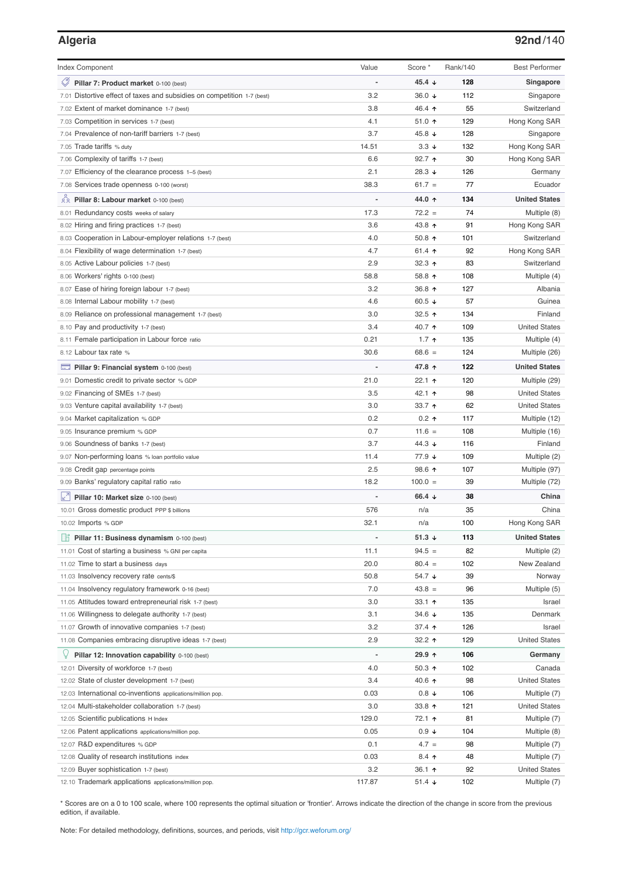## Algeria

**92nd**/140

| Index Component | Value | Score * | Rank/140 | Best Performer |
|---|---|---|---|---|
| **Pillar 7: Product market** 0-100 (best) | - | **45.4 ↓** | **128** | **Singapore** |
| 7.01 Distortive effect of taxes and subsidies on competition 1-7 (best) | 3.2 | 36.0 ↓ | 112 | Singapore |
| 7.02 Extent of market dominance 1-7 (best) | 3.8 | 46.4 ↑ | 55 | Switzerland |
| 7.03 Competition in services 1-7 (best) | 4.1 | 51.0 ↑ | 129 | Hong Kong SAR |
| 7.04 Prevalence of non-tariff barriers 1-7 (best) | 3.7 | 45.8 ↓ | 128 | Singapore |
| 7.05 Trade tariffs % duty | 14.51 | 3.3 ↓ | 132 | Hong Kong SAR |
| 7.06 Complexity of tariffs 1-7 (best) | 6.6 | 92.7 ↑ | 30 | Hong Kong SAR |
| 7.07 Efficiency of the clearance process 1–5 (best) | 2.1 | 28.3 ↓ | 126 | Germany |
| 7.08 Services trade openness 0-100 (worst) | 38.3 | 61.7 = | 77 | Ecuador |
| **Pillar 8: Labour market** 0-100 (best) | - | **44.0 ↑** | **134** | **United States** |
| 8.01 Redundancy costs weeks of salary | 17.3 | 72.2 = | 74 | Multiple (8) |
| 8.02 Hiring and firing practices 1-7 (best) | 3.6 | 43.8 ↑ | 91 | Hong Kong SAR |
| 8.03 Cooperation in Labour-employer relations 1-7 (best) | 4.0 | 50.8 ↑ | 101 | Switzerland |
| 8.04 Flexibility of wage determination 1-7 (best) | 4.7 | 61.4 ↑ | 92 | Hong Kong SAR |
| 8.05 Active Labour policies 1-7 (best) | 2.9 | 32.3 ↑ | 83 | Switzerland |
| 8.06 Workers' rights 0-100 (best) | 58.8 | 58.8 ↑ | 108 | Multiple (4) |
| 8.07 Ease of hiring foreign labour 1-7 (best) | 3.2 | 36.8 ↑ | 127 | Albania |
| 8.08 Internal Labour mobility 1-7 (best) | 4.6 | 60.5 ↓ | 57 | Guinea |
| 8.09 Reliance on professional management 1-7 (best) | 3.0 | 32.5 ↑ | 134 | Finland |
| 8.10 Pay and productivity 1-7 (best) | 3.4 | 40.7 ↑ | 109 | United States |
| 8.11 Female participation in Labour force ratio | 0.21 | 1.7 ↑ | 135 | Multiple (4) |
| 8.12 Labour tax rate % | 30.6 | 68.6 = | 124 | Multiple (26) |
| **Pillar 9: Financial system** 0-100 (best) | - | **47.8 ↑** | **122** | **United States** |
| 9.01 Domestic credit to private sector % GDP | 21.0 | 22.1 ↑ | 120 | Multiple (29) |
| 9.02 Financing of SMEs 1-7 (best) | 3.5 | 42.1 ↑ | 98 | United States |
| 9.03 Venture capital availability 1-7 (best) | 3.0 | 33.7 ↑ | 62 | United States |
| 9.04 Market capitalization % GDP | 0.2 | 0.2 ↑ | 117 | Multiple (12) |
| 9.05 Insurance premium % GDP | 0.7 | 11.6 = | 108 | Multiple (16) |
| 9.06 Soundness of banks 1-7 (best) | 3.7 | 44.3 ↓ | 116 | Finland |
| 9.07 Non-performing loans % loan portfolio value | 11.4 | 77.9 ↓ | 109 | Multiple (2) |
| 9.08 Credit gap percentage points | 2.5 | 98.6 ↑ | 107 | Multiple (97) |
| 9.09 Banks' regulatory capital ratio ratio | 18.2 | 100.0 = | 39 | Multiple (72) |
| **Pillar 10: Market size** 0-100 (best) | - | **66.4 ↓** | **38** | **China** |
| 10.01 Gross domestic product PPP $ billions | 576 | n/a | 35 | China |
| 10.02 Imports % GDP | 32.1 | n/a | 100 | Hong Kong SAR |
| **Pillar 11: Business dynamism** 0-100 (best) | - | **51.3 ↓** | **113** | **United States** |
| 11.01 Cost of starting a business % GNI per capita | 11.1 | 94.5 = | 82 | Multiple (2) |
| 11.02 Time to start a business days | 20.0 | 80.4 = | 102 | New Zealand |
| 11.03 Insolvency recovery rate cents/$ | 50.8 | 54.7 ↓ | 39 | Norway |
| 11.04 Insolvency regulatory framework 0-16 (best) | 7.0 | 43.8 = | 96 | Multiple (5) |
| 11.05 Attitudes toward entrepreneurial risk 1-7 (best) | 3.0 | 33.1 ↑ | 135 | Israel |
| 11.06 Willingness to delegate authority 1-7 (best) | 3.1 | 34.6 ↓ | 135 | Denmark |
| 11.07 Growth of innovative companies 1-7 (best) | 3.2 | 37.4 ↑ | 126 | Israel |
| 11.08 Companies embracing disruptive ideas 1-7 (best) | 2.9 | 32.2 ↑ | 129 | United States |
| **Pillar 12: Innovation capability** 0-100 (best) | - | **29.9 ↑** | **106** | **Germany** |
| 12.01 Diversity of workforce 1-7 (best) | 4.0 | 50.3 ↑ | 102 | Canada |
| 12.02 State of cluster development 1-7 (best) | 3.4 | 40.6 ↑ | 98 | United States |
| 12.03 International co-inventions applications/million pop. | 0.03 | 0.8 ↓ | 106 | Multiple (7) |
| 12.04 Multi-stakeholder collaboration 1-7 (best) | 3.0 | 33.8 ↑ | 121 | United States |
| 12.05 Scientific publications H Index | 129.0 | 72.1 ↑ | 81 | Multiple (7) |
| 12.06 Patent applications applications/million pop. | 0.05 | 0.9 ↓ | 104 | Multiple (8) |
| 12.07 R&D expenditures % GDP | 0.1 | 4.7 = | 98 | Multiple (7) |
| 12.08 Quality of research institutions index | 0.03 | 8.4 ↑ | 48 | Multiple (7) |
| 12.09 Buyer sophistication 1-7 (best) | 3.2 | 36.1 ↑ | 92 | United States |
| 12.10 Trademark applications applications/million pop. | 117.87 | 51.4 ↓ | 102 | Multiple (7) |

* Scores are on a 0 to 100 scale, where 100 represents the optimal situation or 'frontier'. Arrows indicate the direction of the change in score from the previous edition, if available.

Note: For detailed methodology, definitions, sources, and periods, visit http://gcr.weforum.org/